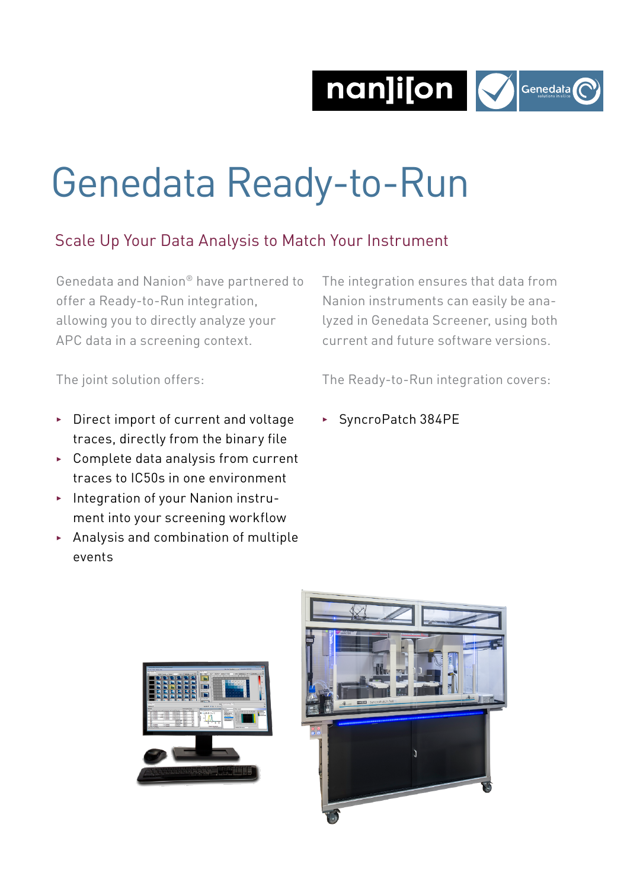# Genedata Ready-to-Run

## Scale Up Your Data Analysis to Match Your Instrument

Genedata and Nanion® have partnered to offer a Ready-to-Run integration, allowing you to directly analyze your APC data in a screening context.

The joint solution offers:

- Direct import of current and voltage traces, directly from the binary file
- Complete data analysis from current traces to IC50s in one environment
- Integration of your Nanion instrument into your screening workflow
- Analysis and combination of multiple events

The integration ensures that data from Nanion instruments can easily be analyzed in Genedata Screener, using both current and future software versions.

The Ready-to-Run integration covers:

- SyncroPatch 384PE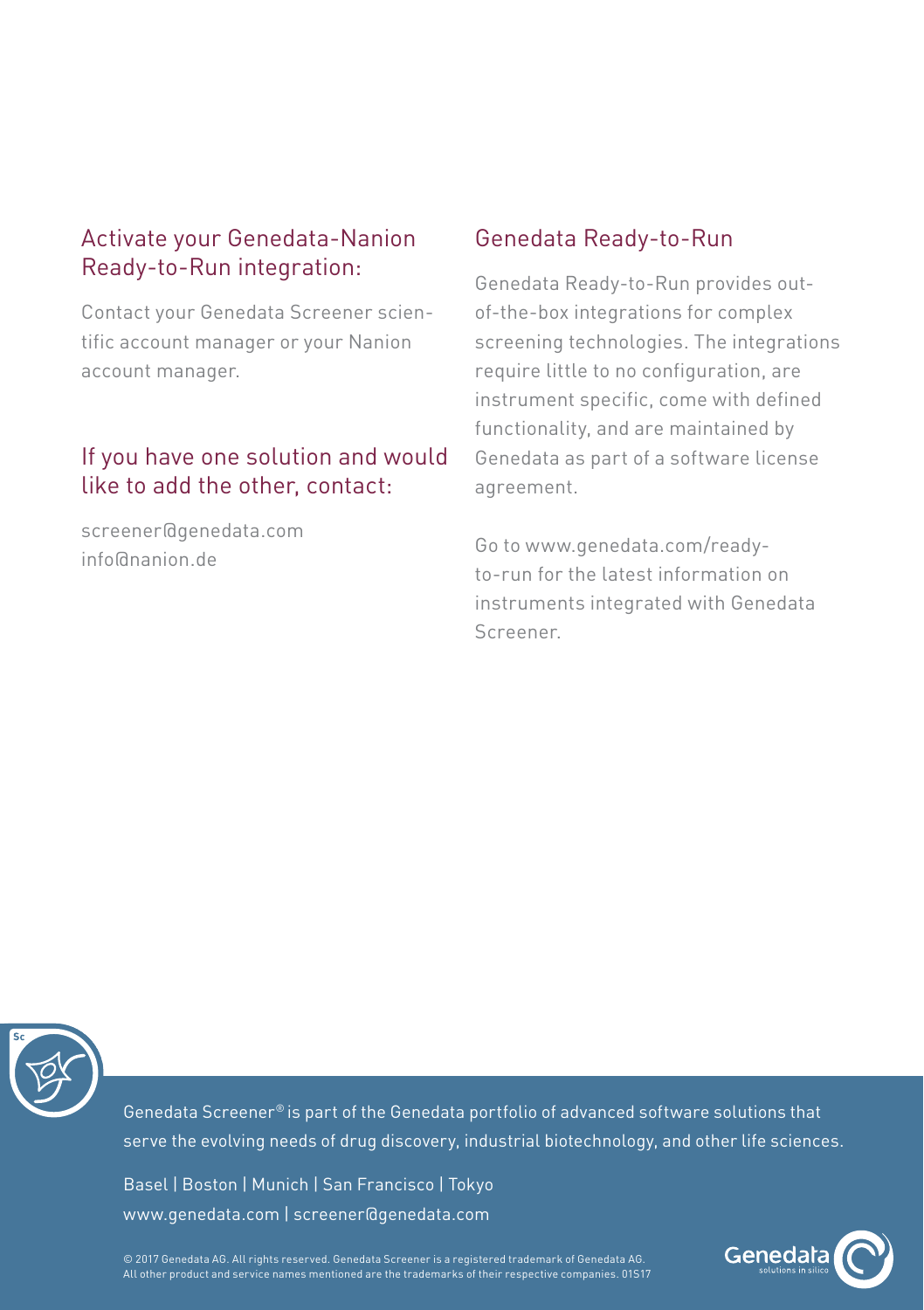## Activate your Genedata-Nanion Ready-to-Run integration:

Contact your Genedata Screener scientific account manager or your Nanion account manager.

## If you have one solution and would like to add the other, contact:

screener@genedata.com
info@nanion.de

## Genedata Ready-to-Run

Genedata Ready-to-Run provides out-of-the-box integrations for complex screening technologies. The integrations require little to no configuration, are instrument specific, come with defined functionality, and are maintained by Genedata as part of a software license agreement.

Go to www.genedata.com/ready-to-run for the latest information on instruments integrated with Genedata Screener.

Genedata Screener® is part of the Genedata portfolio of advanced software solutions that serve the evolving needs of drug discovery, industrial biotechnology, and other life sciences.

Basel | Boston | Munich | San Francisco | Tokyo
www.genedata.com | screener@genedata.com

© 2017 Genedata AG. All rights reserved. Genedata Screener is a registered trademark of Genedata AG. All other product and service names mentioned are the trademarks of their respective companies. 01S17